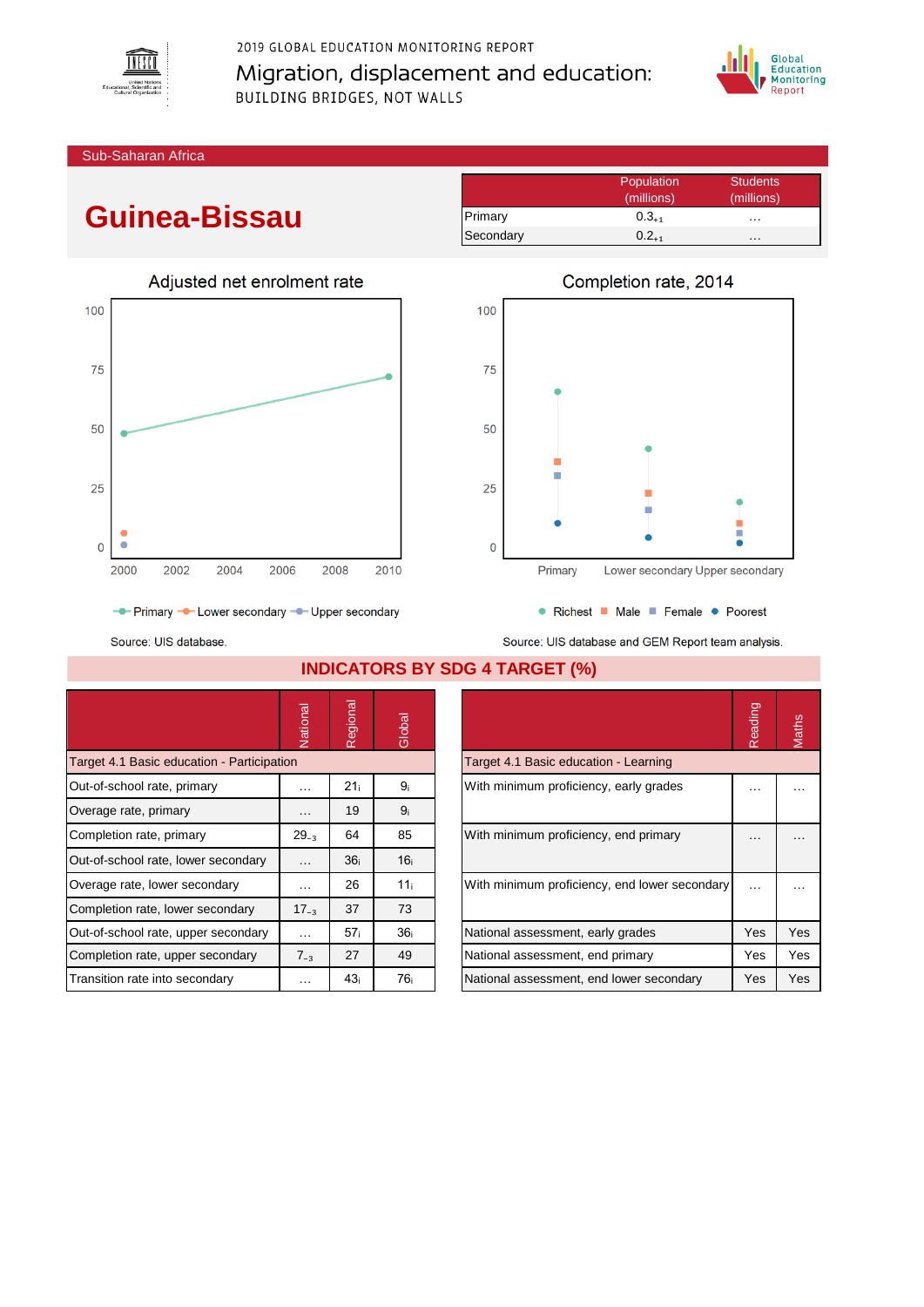2019 GLOBAL EDUCATION MONITORING REPORT

# Migration, displacement and education: BUILDING BRIDGES, NOT WALLS

Sub-Saharan Africa

## Guinea-Bissau

| | Population (millions) | Students (millions) |
|---|---|---|
| Primary | $0.3_{+1}$ | … |
| Secondary | $0.2_{+1}$ | … |

### Adjusted net enrolment rate

Primary, Lower secondary, Upper secondary

Source: UIS database.

### Completion rate, 2014

Richest, Male, Female, Poorest

Source: UIS database and GEM Report team analysis.

## INDICATORS BY SDG 4 TARGET (%)

| | National | Regional | Global |
|---|---|---|---|
| **Target 4.1 Basic education - Participation** | | | |
| Out-of-school rate, primary | … | $21_{i}$ | $9_{i}$ |
| Overage rate, primary | … | 19 | $9_{i}$ |
| Completion rate, primary | $29_{-3}$ | 64 | 85 |
| Out-of-school rate, lower secondary | … | $36_{i}$ | $16_{i}$ |
| Overage rate, lower secondary | … | 26 | $11_{i}$ |
| Completion rate, lower secondary | $17_{-3}$ | 37 | 73 |
| Out-of-school rate, upper secondary | … | $57_{i}$ | $36_{i}$ |
| Completion rate, upper secondary | $7_{-3}$ | 27 | 49 |
| Transition rate into secondary | … | $43_{i}$ | $76_{i}$ |

| | Reading | Maths |
|---|---|---|
| **Target 4.1 Basic education - Learning** | | |
| With minimum proficiency, early grades | … | … |
| With minimum proficiency, end primary | … | … |
| With minimum proficiency, end lower secondary | … | … |
| National assessment, early grades | Yes | Yes |
| National assessment, end primary | Yes | Yes |
| National assessment, end lower secondary | Yes | Yes |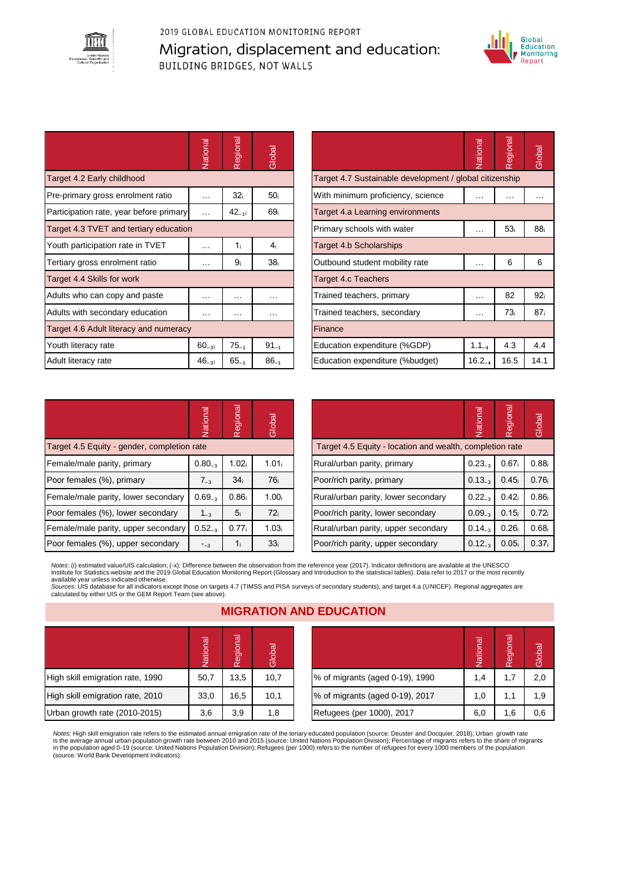2019 GLOBAL EDUCATION MONITORING REPORT

# Migration, displacement and education:

## BUILDING BRIDGES, NOT WALLS

| | National | Regional | Global |
|---|---|---|---|
| Target 4.2 Early childhood | | | |
| Pre-primary gross enrolment ratio | … | $32_i$ | $50_i$ |
| Participation rate, year before primary | … | $42_{-1i}$ | $69_i$ |
| Target 4.3 TVET and tertiary education | | | |
| Youth participation rate in TVET | … | $1_i$ | $4_i$ |
| Tertiary gross enrolment ratio | … | $9_i$ | $38_i$ |
| Target 4.4 Skills for work | | | |
| Adults who can copy and paste | … | … | … |
| Adults with secondary education | … | … | … |
| Target 4.6 Adult literacy and numeracy | | | |
| Youth literacy rate | $60_{-3i}$ | $75_{-1}$ | $91_{-1}$ |
| Adult literacy rate | $46_{-3i}$ | $65_{-1}$ | $86_{-1}$ |

| | National | Regional | Global |
|---|---|---|---|
| Target 4.7 Sustainable development / global citizenship | | | |
| With minimum proficiency, science | … | … | … |
| Target 4.a Learning environments | | | |
| Primary schools with water | … | $53_i$ | $88_i$ |
| Target 4.b Scholarships | | | |
| Outbound student mobility rate | … | 6 | 6 |
| Target 4.c Teachers | | | |
| Trained teachers, primary | … | 82 | $92_i$ |
| Trained teachers, secondary | … | $73_i$ | $87_i$ |
| Finance | | | |
| Education expenditure (%GDP) | $1.1_{-4}$ | 4.3 | 4.4 |
| Education expenditure (%budget) | $16.2_{-4}$ | 16.5 | 14.1 |

| | National | Regional | Global |
|---|---|---|---|
| Target 4.5 Equity - gender, completion rate | | | |
| Female/male parity, primary | $0.80_{-3}$ | $1.02_i$ | $1.01_i$ |
| Poor females (%), primary | $7_{-3}$ | $34_i$ | $76_i$ |
| Female/male parity, lower secondary | $0.69_{-3}$ | $0.86_i$ | $1.00_i$ |
| Poor females (%), lower secondary | $1_{-3}$ | $5_i$ | $72_i$ |
| Female/male parity, upper secondary | $0.52_{-3}$ | $0.77_i$ | $1.03_i$ |
| Poor females (%), upper secondary | $-_{-3}$ | $1_i$ | $33_i$ |

| | National | Regional | Global |
|---|---|---|---|
| Target 4.5 Equity - location and wealth, completion rate | | | |
| Rural/urban parity, primary | $0.23_{-3}$ | $0.67_i$ | $0.88_i$ |
| Poor/rich parity, primary | $0.13_{-3}$ | $0.45_i$ | $0.76_i$ |
| Rural/urban parity, lower secondary | $0.22_{-3}$ | $0.42_i$ | $0.86_i$ |
| Poor/rich parity, lower secondary | $0.09_{-3}$ | $0.15_i$ | $0.72_i$ |
| Rural/urban parity, upper secondary | $0.14_{-3}$ | $0.26_i$ | $0.68_i$ |
| Poor/rich parity, upper secondary | $0.12_{-3}$ | $0.05_i$ | $0.37_i$ |

*Notes*: (i) estimated value/UIS calculation; (-x): Difference between the observation from the reference year (2017). Indicator definitions are available at the UNESCO Institute for Statistics website and the 2019 Global Education Monitoring Report (Glossary and Introduction to the statistical tables). Data refer to 2017 or the most recently available year unless indicated otherwise.
*Sources*: UIS database for all indicators except those on targets 4.7 (TIMSS and PISA surveys of secondary students), and target 4.a (UNICEF). Regional aggregates are calculated by either UIS or the GEM Report Team (see above).

## MIGRATION AND EDUCATION

| | National | Regional | Global |
|---|---|---|---|
| High skill emigration rate, 1990 | 50,7 | 13,5 | 10,7 |
| High skill emigration rate, 2010 | 33,0 | 16,5 | 10,1 |
| Urban growth rate (2010-2015) | 3,6 | 3,9 | 1,8 |

| | National | Regional | Global |
|---|---|---|---|
| % of migrants (aged 0-19), 1990 | 1,4 | 1,7 | 2,0 |
| % of migrants (aged 0-19), 2017 | 1,0 | 1,1 | 1,9 |
| Refugees (per 1000), 2017 | 6,0 | 1,6 | 0,6 |

*Notes:* High skill emigration rate refers to the estimated annual emigration rate of the teriary educated population (source: Deuster and Docquier, 2018); Urban growth rate is the average annual urban population growth rate between 2010 and 2015 (source: United Nations Population Division); Percentage of migrants refers to the share of migrants in the population aged 0-19 (source: United Nations Population Division); Refugees (per 1000) refers to the number of refugees for every 1000 members of the population (source: World Bank Development Indicators).